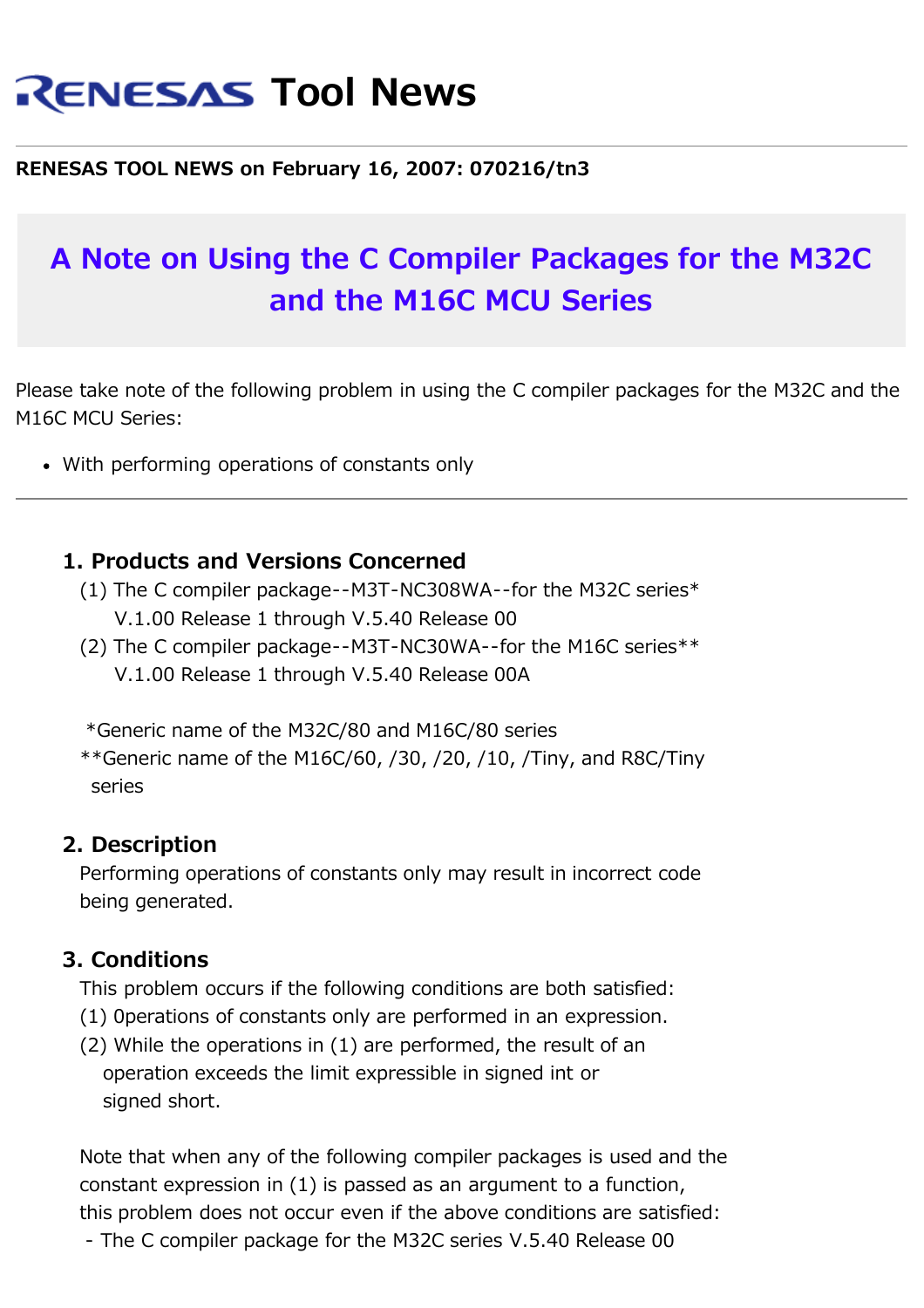# RENESAS Tool News

**RENESAS TOOL NEWS on February 16, 2007: 070216/tn3**

## A Note on Using the C Compiler Packages for the M32C and the M16C MCU Series

Please take note of the following problem in using the C compiler packages for the M32C and the M16C MCU Series:

- With performing operations of constants only

---

### 1. Products and Versions Concerned

(1) The C compiler package--M3T-NC308WA--for the M32C series*
  V.1.00 Release 1 through V.5.40 Release 00

(2) The C compiler package--M3T-NC30WA--for the M16C series**
  V.1.00 Release 1 through V.5.40 Release 00A

 *Generic name of the M32C/80 and M16C/80 series
**Generic name of the M16C/60, /30, /20, /10, /Tiny, and R8C/Tiny series

### 2. Description

Performing operations of constants only may result in incorrect code being generated.

### 3. Conditions

This problem occurs if the following conditions are both satisfied:

(1) 0perations of constants only are performed in an expression.

(2) While the operations in (1) are performed, the result of an operation exceeds the limit expressible in signed int or signed short.

Note that when any of the following compiler packages is used and the constant expression in (1) is passed as an argument to a function, this problem does not occur even if the above conditions are satisfied:

- The C compiler package for the M32C series V.5.40 Release 00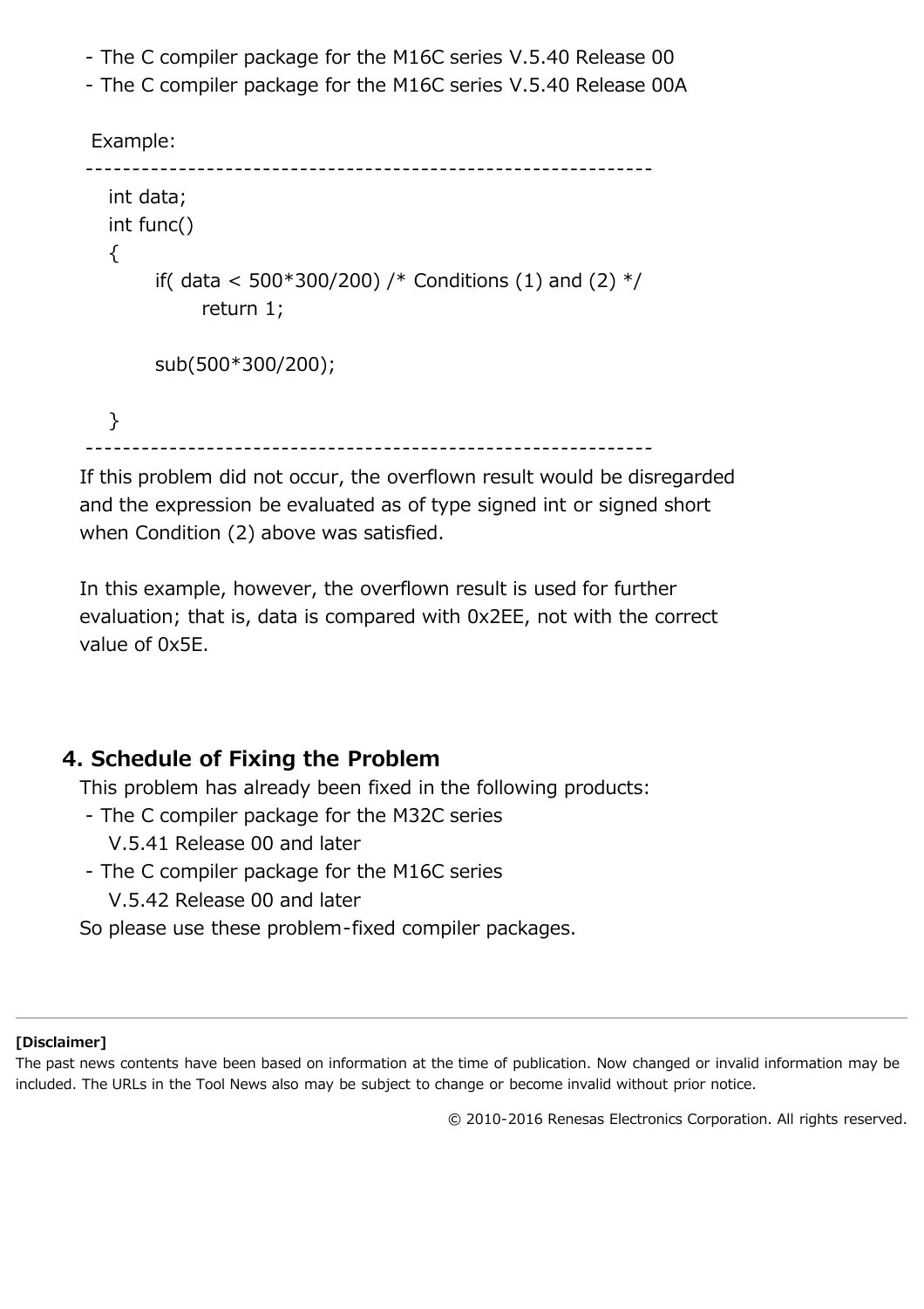- The C compiler package for the M16C series V.5.40 Release 00
- The C compiler package for the M16C series V.5.40 Release 00A

Example:

```
int data;
int func()
{
      if( data < 500*300/200) /* Conditions (1) and (2) */
            return 1;

      sub(500*300/200);

}
```

If this problem did not occur, the overflown result would be disregarded and the expression be evaluated as of type signed int or signed short when Condition (2) above was satisfied.

In this example, however, the overflown result is used for further evaluation; that is, data is compared with 0x2EE, not with the correct value of 0x5E.

## 4. Schedule of Fixing the Problem

This problem has already been fixed in the following products:

- The C compiler package for the M32C series V.5.41 Release 00 and later
- The C compiler package for the M16C series V.5.42 Release 00 and later

So please use these problem-fixed compiler packages.

---

**[Disclaimer]**

The past news contents have been based on information at the time of publication. Now changed or invalid information may be included. The URLs in the Tool News also may be subject to change or become invalid without prior notice.

© 2010-2016 Renesas Electronics Corporation. All rights reserved.